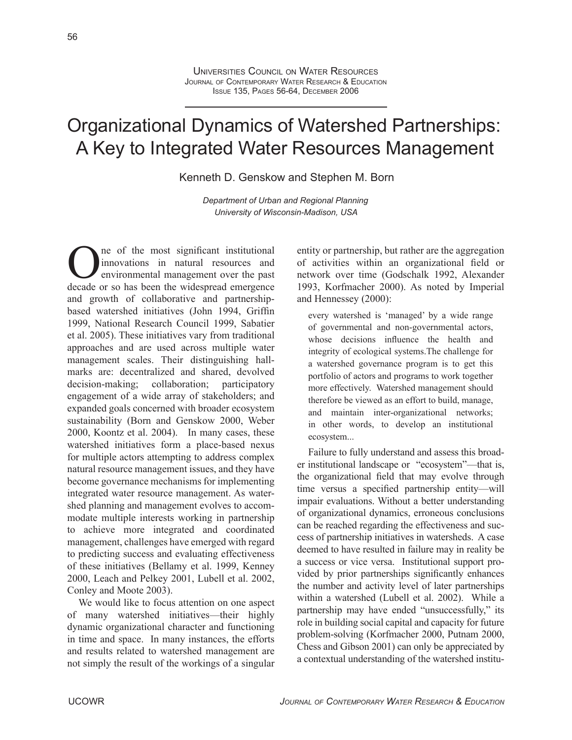# Organizational Dynamics of Watershed Partnerships: A Key to Integrated Water Resources Management

Kenneth D. Genskow and Stephen M. Born

*Department of Urban and Regional Planning*
*University of Wisconsin-Madison, USA*

One of the most significant institutional innovations in natural resources and environmental management over the past decade or so has been the widespread emergence and growth of collaborative and partnership-based watershed initiatives (John 1994, Griffin 1999, National Research Council 1999, Sabatier et al. 2005). These initiatives vary from traditional approaches and are used across multiple water management scales. Their distinguishing hallmarks are: decentralized and shared, devolved decision-making; collaboration; participatory engagement of a wide array of stakeholders; and expanded goals concerned with broader ecosystem sustainability (Born and Genskow 2000, Weber 2000, Koontz et al. 2004). In many cases, these watershed initiatives form a place-based nexus for multiple actors attempting to address complex natural resource management issues, and they have become governance mechanisms for implementing integrated water resource management. As watershed planning and management evolves to accommodate multiple interests working in partnership to achieve more integrated and coordinated management, challenges have emerged with regard to predicting success and evaluating effectiveness of these initiatives (Bellamy et al. 1999, Kenney 2000, Leach and Pelkey 2001, Lubell et al. 2002, Conley and Moote 2003).

We would like to focus attention on one aspect of many watershed initiatives—their highly dynamic organizational character and functioning in time and space. In many instances, the efforts and results related to watershed management are not simply the result of the workings of a singular entity or partnership, but rather are the aggregation of activities within an organizational field or network over time (Godschalk 1992, Alexander 1993, Korfmacher 2000). As noted by Imperial and Hennessey (2000):

> every watershed is 'managed' by a wide range of governmental and non-governmental actors, whose decisions influence the health and integrity of ecological systems.The challenge for a watershed governance program is to get this portfolio of actors and programs to work together more effectively. Watershed management should therefore be viewed as an effort to build, manage, and maintain inter-organizational networks; in other words, to develop an institutional ecosystem...

Failure to fully understand and assess this broader institutional landscape or "ecosystem"—that is, the organizational field that may evolve through time versus a specified partnership entity—will impair evaluations. Without a better understanding of organizational dynamics, erroneous conclusions can be reached regarding the effectiveness and success of partnership initiatives in watersheds. A case deemed to have resulted in failure may in reality be a success or vice versa. Institutional support provided by prior partnerships significantly enhances the number and activity level of later partnerships within a watershed (Lubell et al. 2002). While a partnership may have ended "unsuccessfully," its role in building social capital and capacity for future problem-solving (Korfmacher 2000, Putnam 2000, Chess and Gibson 2001) can only be appreciated by a contextual understanding of the watershed institu-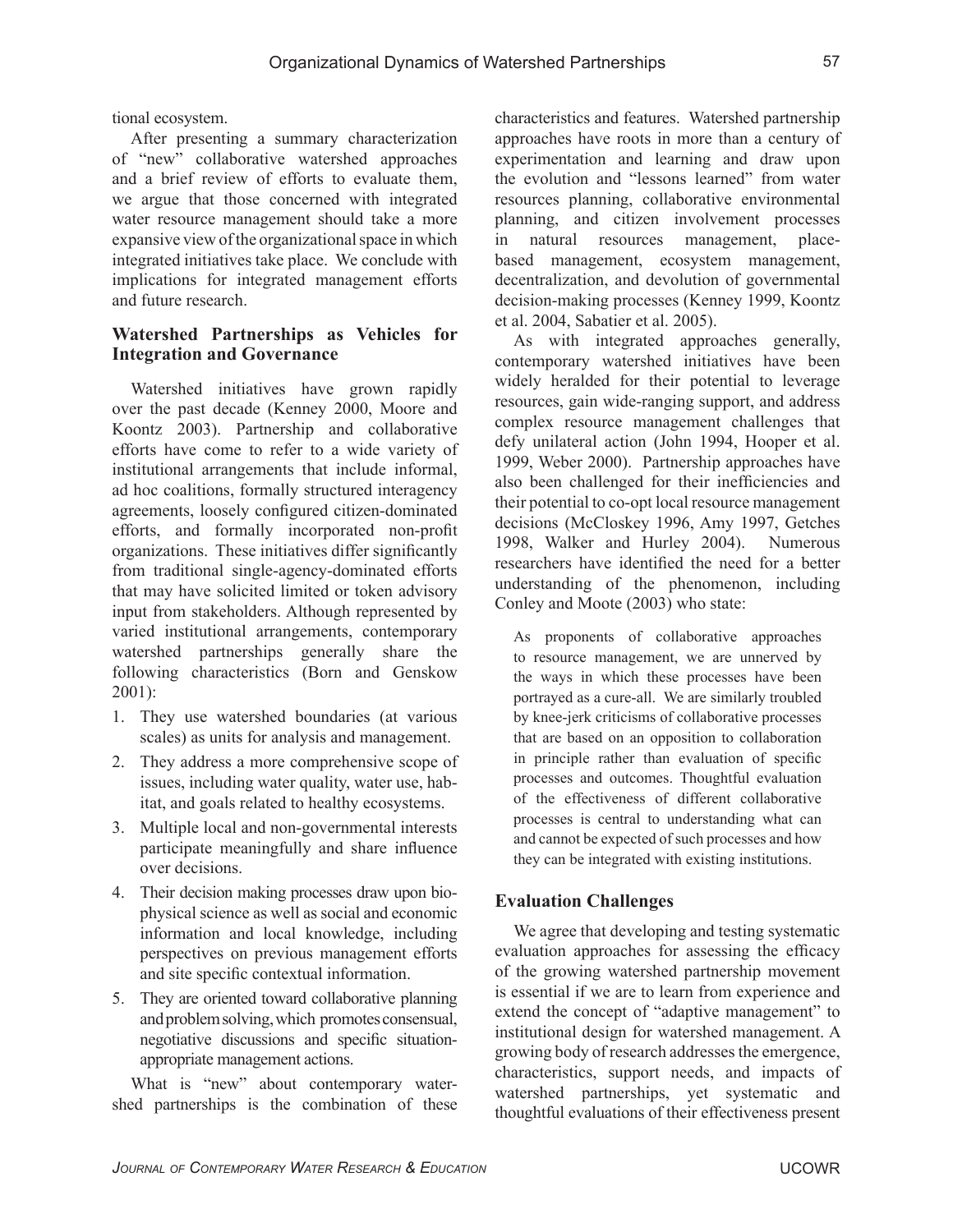tional ecosystem.

After presenting a summary characterization of "new" collaborative watershed approaches and a brief review of efforts to evaluate them, we argue that those concerned with integrated water resource management should take a more expansive view of the organizational space in which integrated initiatives take place. We conclude with implications for integrated management efforts and future research.

## Watershed Partnerships as Vehicles for Integration and Governance

Watershed initiatives have grown rapidly over the past decade (Kenney 2000, Moore and Koontz 2003). Partnership and collaborative efforts have come to refer to a wide variety of institutional arrangements that include informal, ad hoc coalitions, formally structured interagency agreements, loosely configured citizen-dominated efforts, and formally incorporated non-profit organizations. These initiatives differ significantly from traditional single-agency-dominated efforts that may have solicited limited or token advisory input from stakeholders. Although represented by varied institutional arrangements, contemporary watershed partnerships generally share the following characteristics (Born and Genskow 2001):

1. They use watershed boundaries (at various scales) as units for analysis and management.
2. They address a more comprehensive scope of issues, including water quality, water use, habitat, and goals related to healthy ecosystems.
3. Multiple local and non-governmental interests participate meaningfully and share influence over decisions.
4. Their decision making processes draw upon biophysical science as well as social and economic information and local knowledge, including perspectives on previous management efforts and site specific contextual information.
5. They are oriented toward collaborative planning and problem solving, which promotes consensual, negotiative discussions and specific situation-appropriate management actions.

What is "new" about contemporary watershed partnerships is the combination of these characteristics and features. Watershed partnership approaches have roots in more than a century of experimentation and learning and draw upon the evolution and "lessons learned" from water resources planning, collaborative environmental planning, and citizen involvement processes in natural resources management, place-based management, ecosystem management, decentralization, and devolution of governmental decision-making processes (Kenney 1999, Koontz et al. 2004, Sabatier et al. 2005).

As with integrated approaches generally, contemporary watershed initiatives have been widely heralded for their potential to leverage resources, gain wide-ranging support, and address complex resource management challenges that defy unilateral action (John 1994, Hooper et al. 1999, Weber 2000). Partnership approaches have also been challenged for their inefficiencies and their potential to co-opt local resource management decisions (McCloskey 1996, Amy 1997, Getches 1998, Walker and Hurley 2004). Numerous researchers have identified the need for a better understanding of the phenomenon, including Conley and Moote (2003) who state:

> As proponents of collaborative approaches to resource management, we are unnerved by the ways in which these processes have been portrayed as a cure-all. We are similarly troubled by knee-jerk criticisms of collaborative processes that are based on an opposition to collaboration in principle rather than evaluation of specific processes and outcomes. Thoughtful evaluation of the effectiveness of different collaborative processes is central to understanding what can and cannot be expected of such processes and how they can be integrated with existing institutions.

## Evaluation Challenges

We agree that developing and testing systematic evaluation approaches for assessing the efficacy of the growing watershed partnership movement is essential if we are to learn from experience and extend the concept of "adaptive management" to institutional design for watershed management. A growing body of research addresses the emergence, characteristics, support needs, and impacts of watershed partnerships, yet systematic and thoughtful evaluations of their effectiveness present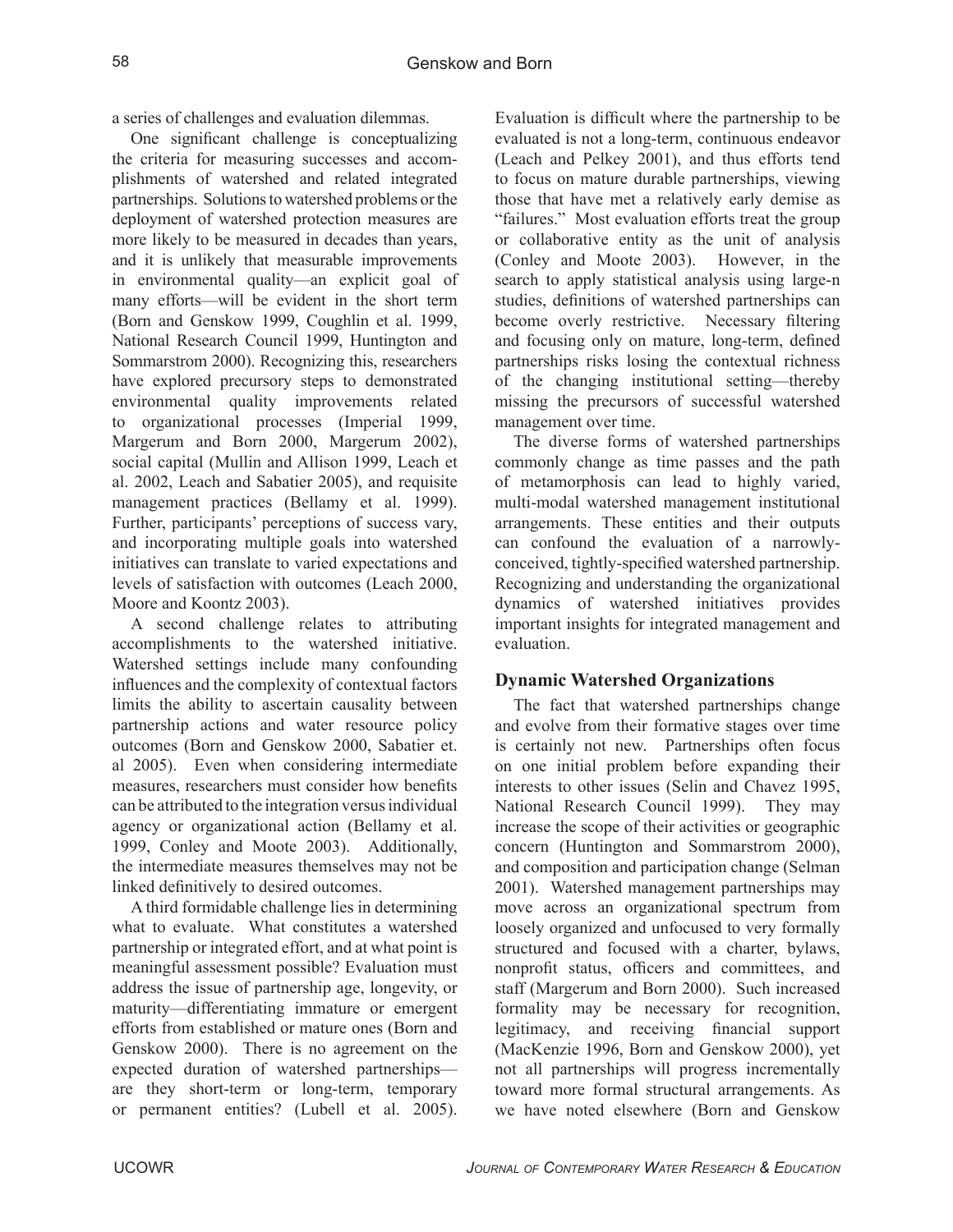a series of challenges and evaluation dilemmas.

One significant challenge is conceptualizing the criteria for measuring successes and accomplishments of watershed and related integrated partnerships. Solutions to watershed problems or the deployment of watershed protection measures are more likely to be measured in decades than years, and it is unlikely that measurable improvements in environmental quality—an explicit goal of many efforts—will be evident in the short term (Born and Genskow 1999, Coughlin et al. 1999, National Research Council 1999, Huntington and Sommarstrom 2000). Recognizing this, researchers have explored precursory steps to demonstrated environmental quality improvements related to organizational processes (Imperial 1999, Margerum and Born 2000, Margerum 2002), social capital (Mullin and Allison 1999, Leach et al. 2002, Leach and Sabatier 2005), and requisite management practices (Bellamy et al. 1999). Further, participants' perceptions of success vary, and incorporating multiple goals into watershed initiatives can translate to varied expectations and levels of satisfaction with outcomes (Leach 2000, Moore and Koontz 2003).

A second challenge relates to attributing accomplishments to the watershed initiative. Watershed settings include many confounding influences and the complexity of contextual factors limits the ability to ascertain causality between partnership actions and water resource policy outcomes (Born and Genskow 2000, Sabatier et. al 2005). Even when considering intermediate measures, researchers must consider how benefits can be attributed to the integration versus individual agency or organizational action (Bellamy et al. 1999, Conley and Moote 2003). Additionally, the intermediate measures themselves may not be linked definitively to desired outcomes.

A third formidable challenge lies in determining what to evaluate. What constitutes a watershed partnership or integrated effort, and at what point is meaningful assessment possible? Evaluation must address the issue of partnership age, longevity, or maturity—differentiating immature or emergent efforts from established or mature ones (Born and Genskow 2000). There is no agreement on the expected duration of watershed partnerships—are they short-term or long-term, temporary or permanent entities? (Lubell et al. 2005). Evaluation is difficult where the partnership to be evaluated is not a long-term, continuous endeavor (Leach and Pelkey 2001), and thus efforts tend to focus on mature durable partnerships, viewing those that have met a relatively early demise as "failures." Most evaluation efforts treat the group or collaborative entity as the unit of analysis (Conley and Moote 2003). However, in the search to apply statistical analysis using large-n studies, definitions of watershed partnerships can become overly restrictive. Necessary filtering and focusing only on mature, long-term, defined partnerships risks losing the contextual richness of the changing institutional setting—thereby missing the precursors of successful watershed management over time.

The diverse forms of watershed partnerships commonly change as time passes and the path of metamorphosis can lead to highly varied, multi-modal watershed management institutional arrangements. These entities and their outputs can confound the evaluation of a narrowly-conceived, tightly-specified watershed partnership. Recognizing and understanding the organizational dynamics of watershed initiatives provides important insights for integrated management and evaluation.

## Dynamic Watershed Organizations

The fact that watershed partnerships change and evolve from their formative stages over time is certainly not new. Partnerships often focus on one initial problem before expanding their interests to other issues (Selin and Chavez 1995, National Research Council 1999). They may increase the scope of their activities or geographic concern (Huntington and Sommarstrom 2000), and composition and participation change (Selman 2001). Watershed management partnerships may move across an organizational spectrum from loosely organized and unfocused to very formally structured and focused with a charter, bylaws, nonprofit status, officers and committees, and staff (Margerum and Born 2000). Such increased formality may be necessary for recognition, legitimacy, and receiving financial support (MacKenzie 1996, Born and Genskow 2000), yet not all partnerships will progress incrementally toward more formal structural arrangements. As we have noted elsewhere (Born and Genskow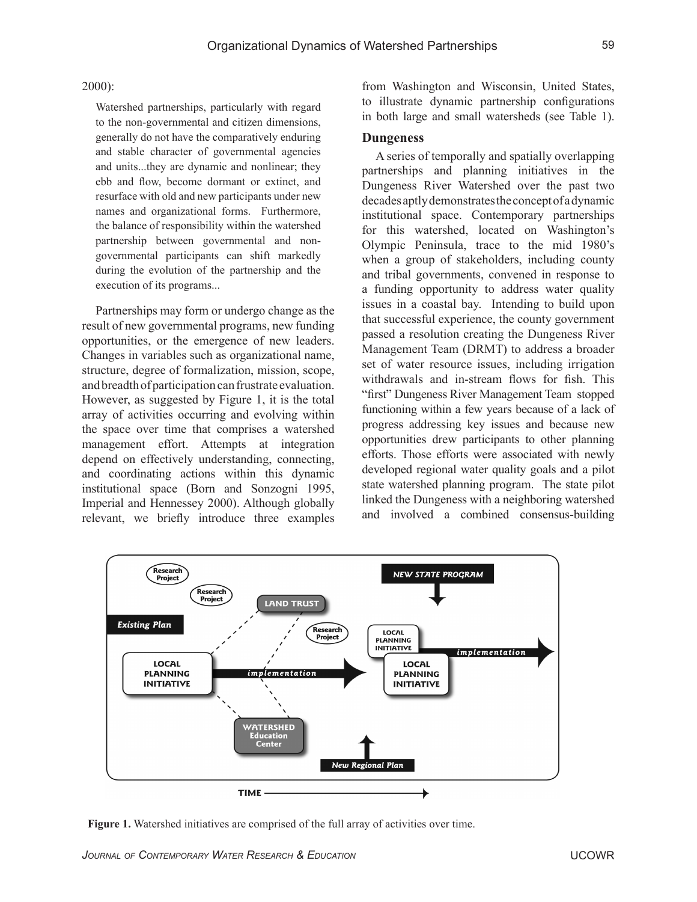2000):

> Watershed partnerships, particularly with regard to the non-governmental and citizen dimensions, generally do not have the comparatively enduring and stable character of governmental agencies and units...they are dynamic and nonlinear; they ebb and flow, become dormant or extinct, and resurface with old and new participants under new names and organizational forms. Furthermore, the balance of responsibility within the watershed partnership between governmental and non-governmental participants can shift markedly during the evolution of the partnership and the execution of its programs...

Partnerships may form or undergo change as the result of new governmental programs, new funding opportunities, or the emergence of new leaders. Changes in variables such as organizational name, structure, degree of formalization, mission, scope, and breadth of participation can frustrate evaluation. However, as suggested by Figure 1, it is the total array of activities occurring and evolving within the space over time that comprises a watershed management effort. Attempts at integration depend on effectively understanding, connecting, and coordinating actions within this dynamic institutional space (Born and Sonzogni 1995, Imperial and Hennessey 2000). Although globally relevant, we briefly introduce three examples from Washington and Wisconsin, United States, to illustrate dynamic partnership configurations in both large and small watersheds (see Table 1).

## Dungeness

A series of temporally and spatially overlapping partnerships and planning initiatives in the Dungeness River Watershed over the past two decades aptly demonstrates the concept of a dynamic institutional space. Contemporary partnerships for this watershed, located on Washington's Olympic Peninsula, trace to the mid 1980's when a group of stakeholders, including county and tribal governments, convened in response to a funding opportunity to address water quality issues in a coastal bay. Intending to build upon that successful experience, the county government passed a resolution creating the Dungeness River Management Team (DRMT) to address a broader set of water resource issues, including irrigation withdrawals and in-stream flows for fish. This "first" Dungeness River Management Team stopped functioning within a few years because of a lack of progress addressing key issues and because new opportunities drew participants to other planning efforts. Those efforts were associated with newly developed regional water quality goals and a pilot state watershed planning program. The state pilot linked the Dungeness with a neighboring watershed and involved a combined consensus-building

**Figure 1.** Watershed initiatives are comprised of the full array of activities over time.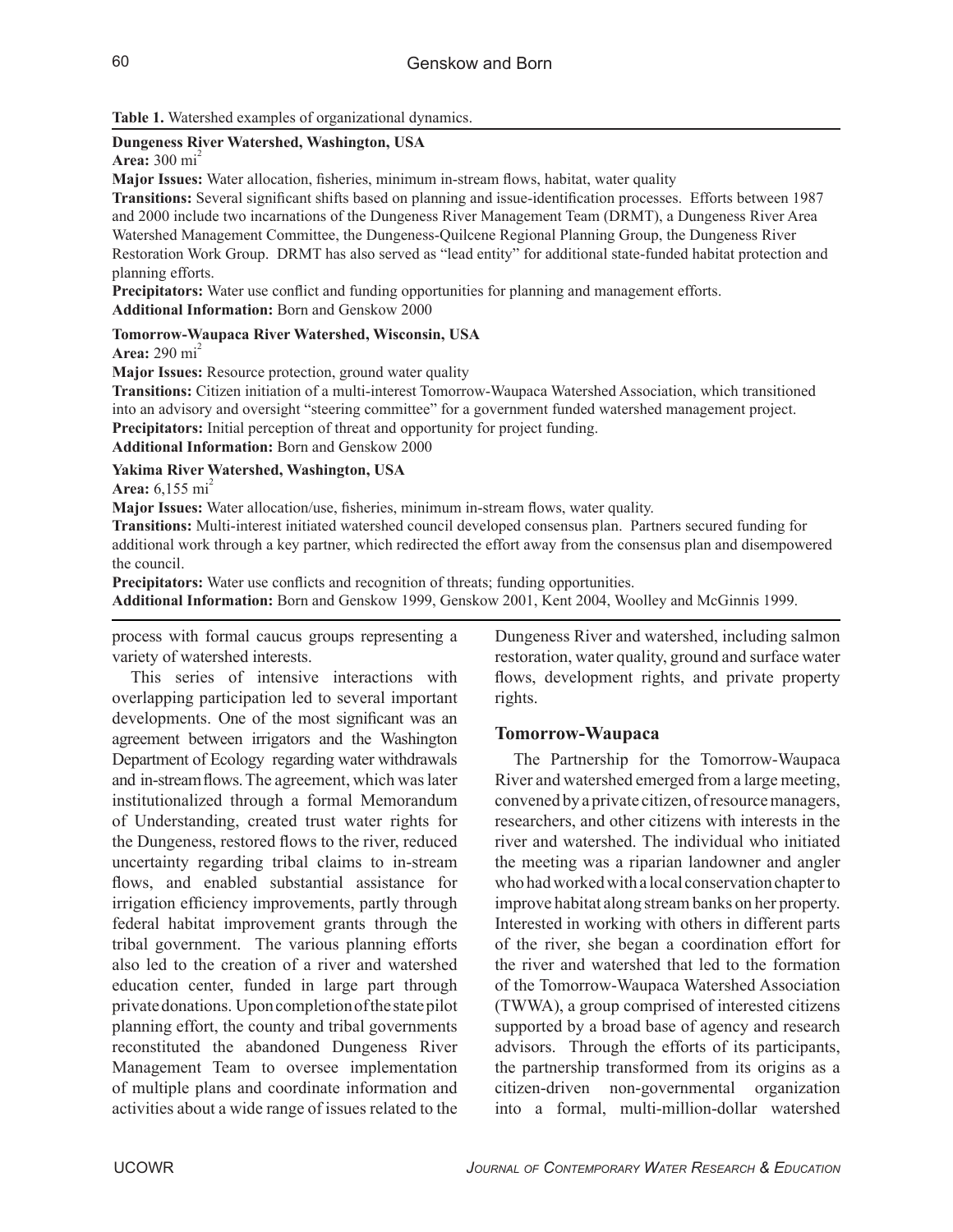**Table 1.** Watershed examples of organizational dynamics.

**Dungeness River Watershed, Washington, USA**

**Area:** 300 $mi^2$

**Major Issues:** Water allocation, fisheries, minimum in-stream flows, habitat, water quality

**Transitions:** Several significant shifts based on planning and issue-identification processes. Efforts between 1987 and 2000 include two incarnations of the Dungeness River Management Team (DRMT), a Dungeness River Area Watershed Management Committee, the Dungeness-Quilcene Regional Planning Group, the Dungeness River Restoration Work Group. DRMT has also served as "lead entity" for additional state-funded habitat protection and planning efforts.

**Precipitators:** Water use conflict and funding opportunities for planning and management efforts.

**Additional Information:** Born and Genskow 2000

**Tomorrow-Waupaca River Watershed, Wisconsin, USA**

**Area:** 290 $mi^2$

**Major Issues:** Resource protection, ground water quality

**Transitions:** Citizen initiation of a multi-interest Tomorrow-Waupaca Watershed Association, which transitioned into an advisory and oversight "steering committee" for a government funded watershed management project.

**Precipitators:** Initial perception of threat and opportunity for project funding.

**Additional Information:** Born and Genskow 2000

**Yakima River Watershed, Washington, USA**

**Area:** 6,155 $mi^2$

**Major Issues:** Water allocation/use, fisheries, minimum in-stream flows, water quality.

**Transitions:** Multi-interest initiated watershed council developed consensus plan. Partners secured funding for additional work through a key partner, which redirected the effort away from the consensus plan and disempowered the council.

**Precipitators:** Water use conflicts and recognition of threats; funding opportunities.

**Additional Information:** Born and Genskow 1999, Genskow 2001, Kent 2004, Woolley and McGinnis 1999.

process with formal caucus groups representing a variety of watershed interests.

This series of intensive interactions with overlapping participation led to several important developments. One of the most significant was an agreement between irrigators and the Washington Department of Ecology regarding water withdrawals and in-stream flows. The agreement, which was later institutionalized through a formal Memorandum of Understanding, created trust water rights for the Dungeness, restored flows to the river, reduced uncertainty regarding tribal claims to in-stream flows, and enabled substantial assistance for irrigation efficiency improvements, partly through federal habitat improvement grants through the tribal government. The various planning efforts also led to the creation of a river and watershed education center, funded in large part through private donations. Upon completion of the state pilot planning effort, the county and tribal governments reconstituted the abandoned Dungeness River Management Team to oversee implementation of multiple plans and coordinate information and activities about a wide range of issues related to the Dungeness River and watershed, including salmon restoration, water quality, ground and surface water flows, development rights, and private property rights.

### Tomorrow-Waupaca

The Partnership for the Tomorrow-Waupaca River and watershed emerged from a large meeting, convened by a private citizen, of resource managers, researchers, and other citizens with interests in the river and watershed. The individual who initiated the meeting was a riparian landowner and angler who had worked with a local conservation chapter to improve habitat along stream banks on her property. Interested in working with others in different parts of the river, she began a coordination effort for the river and watershed that led to the formation of the Tomorrow-Waupaca Watershed Association (TWWA), a group comprised of interested citizens supported by a broad base of agency and research advisors. Through the efforts of its participants, the partnership transformed from its origins as a citizen-driven non-governmental organization into a formal, multi-million-dollar watershed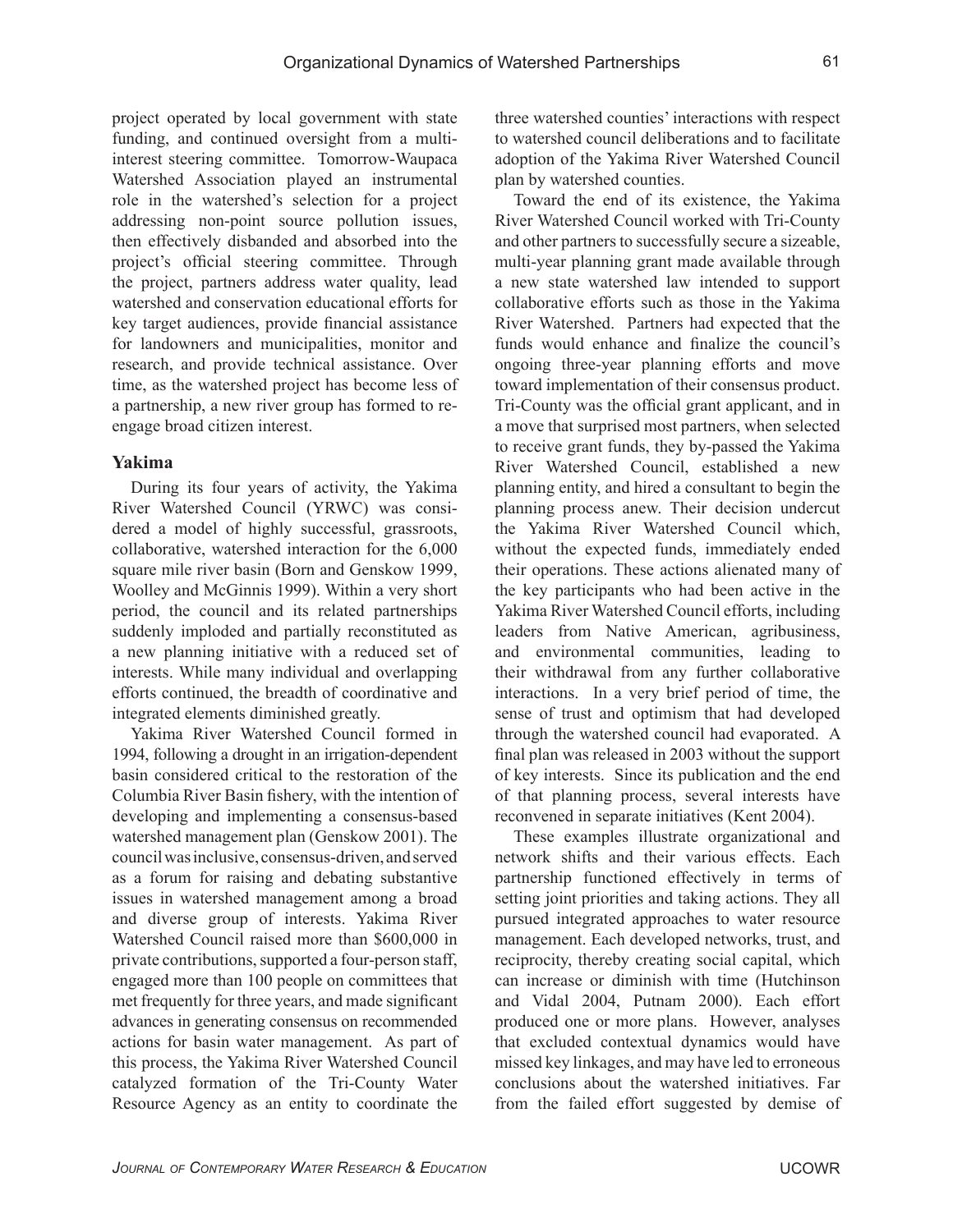project operated by local government with state funding, and continued oversight from a multi-interest steering committee. Tomorrow-Waupaca Watershed Association played an instrumental role in the watershed's selection for a project addressing non-point source pollution issues, then effectively disbanded and absorbed into the project's official steering committee. Through the project, partners address water quality, lead watershed and conservation educational efforts for key target audiences, provide financial assistance for landowners and municipalities, monitor and research, and provide technical assistance. Over time, as the watershed project has become less of a partnership, a new river group has formed to re-engage broad citizen interest.

### Yakima

During its four years of activity, the Yakima River Watershed Council (YRWC) was considered a model of highly successful, grassroots, collaborative, watershed interaction for the 6,000 square mile river basin (Born and Genskow 1999, Woolley and McGinnis 1999). Within a very short period, the council and its related partnerships suddenly imploded and partially reconstituted as a new planning initiative with a reduced set of interests. While many individual and overlapping efforts continued, the breadth of coordinative and integrated elements diminished greatly.

Yakima River Watershed Council formed in 1994, following a drought in an irrigation-dependent basin considered critical to the restoration of the Columbia River Basin fishery, with the intention of developing and implementing a consensus-based watershed management plan (Genskow 2001). The council was inclusive, consensus-driven, and served as a forum for raising and debating substantive issues in watershed management among a broad and diverse group of interests. Yakima River Watershed Council raised more than $600,000 in private contributions, supported a four-person staff, engaged more than 100 people on committees that met frequently for three years, and made significant advances in generating consensus on recommended actions for basin water management. As part of this process, the Yakima River Watershed Council catalyzed formation of the Tri-County Water Resource Agency as an entity to coordinate the three watershed counties' interactions with respect to watershed council deliberations and to facilitate adoption of the Yakima River Watershed Council plan by watershed counties.

Toward the end of its existence, the Yakima River Watershed Council worked with Tri-County and other partners to successfully secure a sizeable, multi-year planning grant made available through a new state watershed law intended to support collaborative efforts such as those in the Yakima River Watershed. Partners had expected that the funds would enhance and finalize the council's ongoing three-year planning efforts and move toward implementation of their consensus product. Tri-County was the official grant applicant, and in a move that surprised most partners, when selected to receive grant funds, they by-passed the Yakima River Watershed Council, established a new planning entity, and hired a consultant to begin the planning process anew. Their decision undercut the Yakima River Watershed Council which, without the expected funds, immediately ended their operations. These actions alienated many of the key participants who had been active in the Yakima River Watershed Council efforts, including leaders from Native American, agribusiness, and environmental communities, leading to their withdrawal from any further collaborative interactions. In a very brief period of time, the sense of trust and optimism that had developed through the watershed council had evaporated. A final plan was released in 2003 without the support of key interests. Since its publication and the end of that planning process, several interests have reconvened in separate initiatives (Kent 2004).

These examples illustrate organizational and network shifts and their various effects. Each partnership functioned effectively in terms of setting joint priorities and taking actions. They all pursued integrated approaches to water resource management. Each developed networks, trust, and reciprocity, thereby creating social capital, which can increase or diminish with time (Hutchinson and Vidal 2004, Putnam 2000). Each effort produced one or more plans. However, analyses that excluded contextual dynamics would have missed key linkages, and may have led to erroneous conclusions about the watershed initiatives. Far from the failed effort suggested by demise of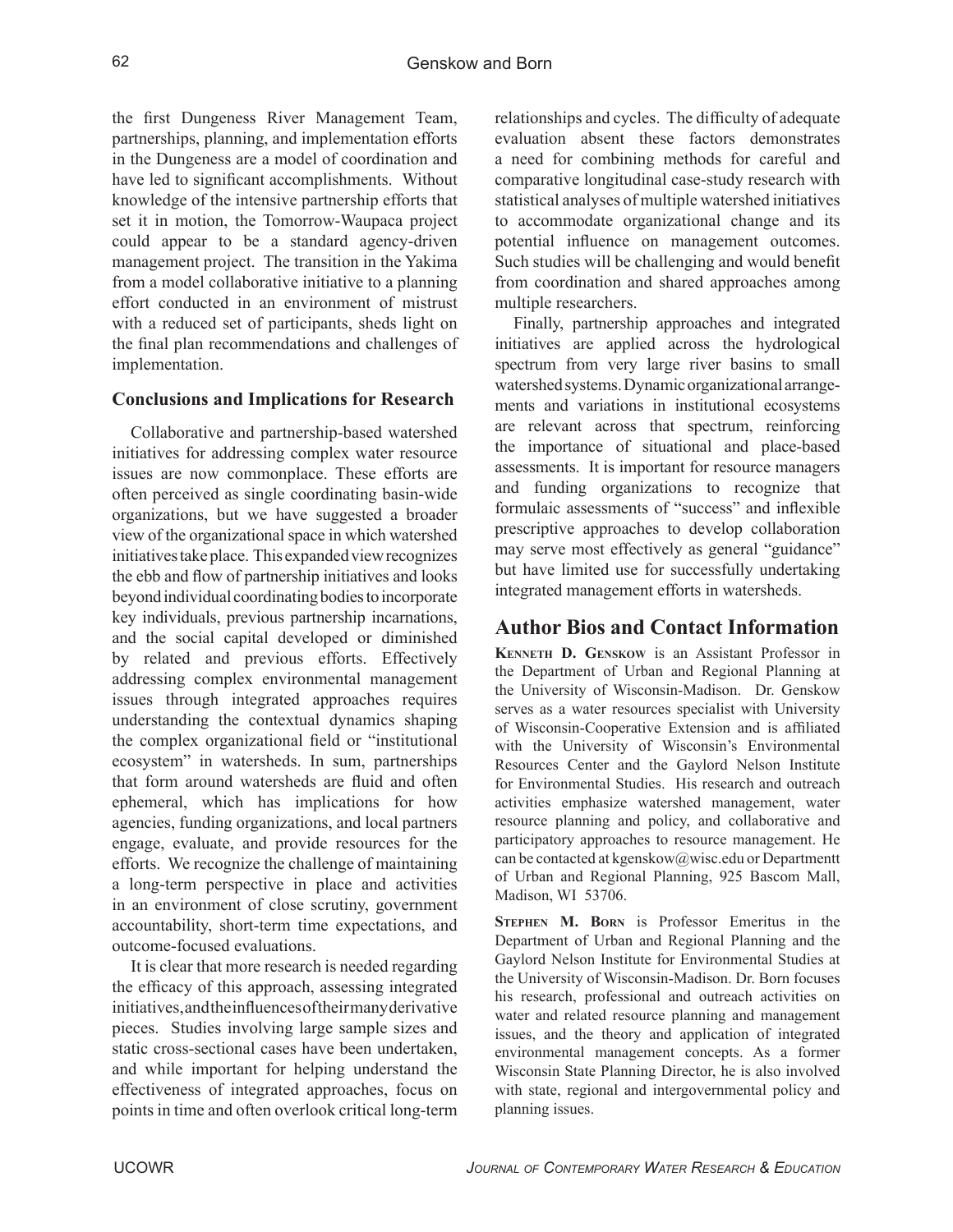the first Dungeness River Management Team, partnerships, planning, and implementation efforts in the Dungeness are a model of coordination and have led to significant accomplishments. Without knowledge of the intensive partnership efforts that set it in motion, the Tomorrow-Waupaca project could appear to be a standard agency-driven management project. The transition in the Yakima from a model collaborative initiative to a planning effort conducted in an environment of mistrust with a reduced set of participants, sheds light on the final plan recommendations and challenges of implementation.

### Conclusions and Implications for Research

Collaborative and partnership-based watershed initiatives for addressing complex water resource issues are now commonplace. These efforts are often perceived as single coordinating basin-wide organizations, but we have suggested a broader view of the organizational space in which watershed initiatives take place. This expanded view recognizes the ebb and flow of partnership initiatives and looks beyond individual coordinating bodies to incorporate key individuals, previous partnership incarnations, and the social capital developed or diminished by related and previous efforts. Effectively addressing complex environmental management issues through integrated approaches requires understanding the contextual dynamics shaping the complex organizational field or "institutional ecosystem" in watersheds. In sum, partnerships that form around watersheds are fluid and often ephemeral, which has implications for how agencies, funding organizations, and local partners engage, evaluate, and provide resources for the efforts. We recognize the challenge of maintaining a long-term perspective in place and activities in an environment of close scrutiny, government accountability, short-term time expectations, and outcome-focused evaluations.

It is clear that more research is needed regarding the efficacy of this approach, assessing integrated initiatives, and the influences of their many derivative pieces. Studies involving large sample sizes and static cross-sectional cases have been undertaken, and while important for helping understand the effectiveness of integrated approaches, focus on points in time and often overlook critical long-term relationships and cycles. The difficulty of adequate evaluation absent these factors demonstrates a need for combining methods for careful and comparative longitudinal case-study research with statistical analyses of multiple watershed initiatives to accommodate organizational change and its potential influence on management outcomes. Such studies will be challenging and would benefit from coordination and shared approaches among multiple researchers.

Finally, partnership approaches and integrated initiatives are applied across the hydrological spectrum from very large river basins to small watershed systems. Dynamic organizational arrangements and variations in institutional ecosystems are relevant across that spectrum, reinforcing the importance of situational and place-based assessments. It is important for resource managers and funding organizations to recognize that formulaic assessments of "success" and inflexible prescriptive approaches to develop collaboration may serve most effectively as general "guidance" but have limited use for successfully undertaking integrated management efforts in watersheds.

## Author Bios and Contact Information

**Kenneth D. Genskow** is an Assistant Professor in the Department of Urban and Regional Planning at the University of Wisconsin-Madison. Dr. Genskow serves as a water resources specialist with University of Wisconsin-Cooperative Extension and is affiliated with the University of Wisconsin's Environmental Resources Center and the Gaylord Nelson Institute for Environmental Studies. His research and outreach activities emphasize watershed management, water resource planning and policy, and collaborative and participatory approaches to resource management. He can be contacted at kgenskow@wisc.edu or Departmentt of Urban and Regional Planning, 925 Bascom Mall, Madison, WI 53706.

**Stephen M. Born** is Professor Emeritus in the Department of Urban and Regional Planning and the Gaylord Nelson Institute for Environmental Studies at the University of Wisconsin-Madison. Dr. Born focuses his research, professional and outreach activities on water and related resource planning and management issues, and the theory and application of integrated environmental management concepts. As a former Wisconsin State Planning Director, he is also involved with state, regional and intergovernmental policy and planning issues.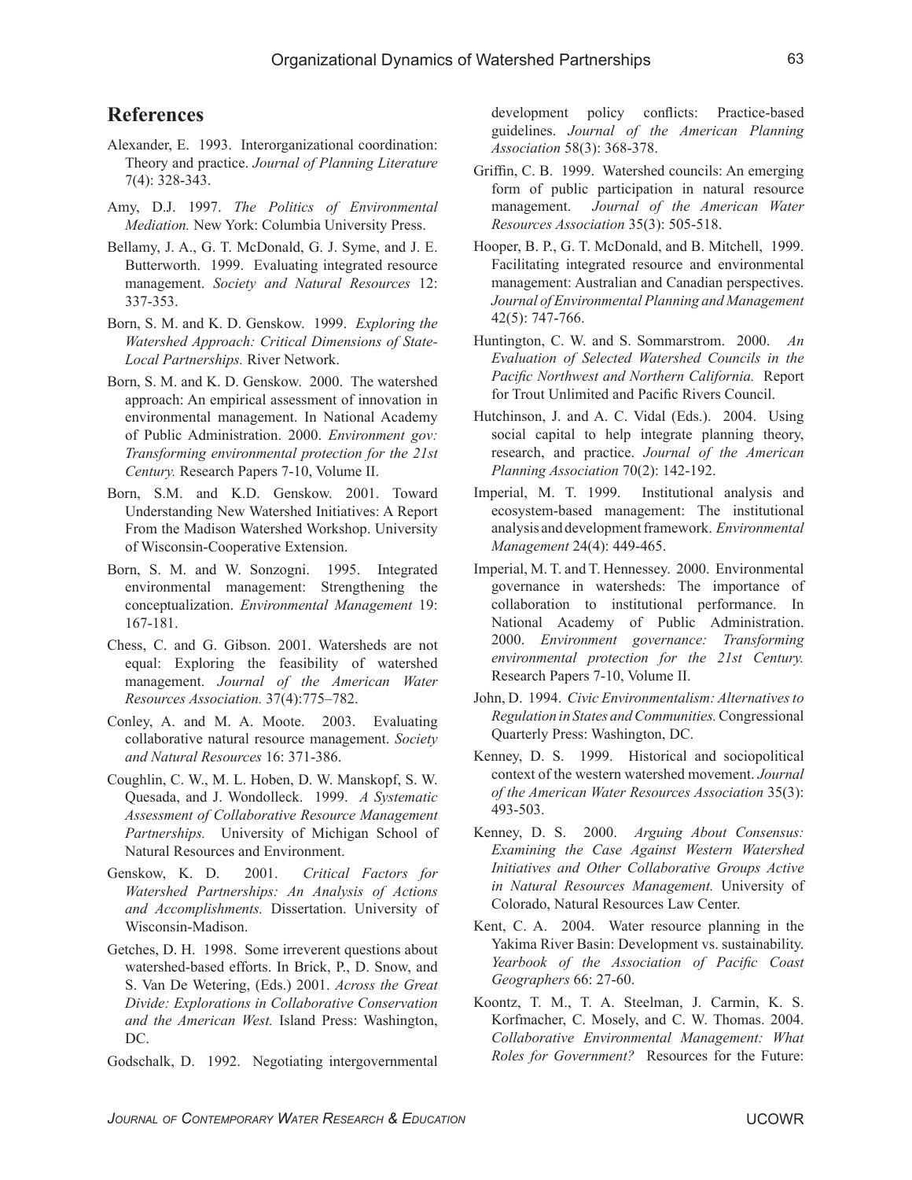## References

Alexander, E. 1993. Interorganizational coordination: Theory and practice. *Journal of Planning Literature* 7(4): 328-343.

Amy, D.J. 1997. *The Politics of Environmental Mediation.* New York: Columbia University Press.

Bellamy, J. A., G. T. McDonald, G. J. Syme, and J. E. Butterworth. 1999. Evaluating integrated resource management. *Society and Natural Resources* 12: 337-353.

Born, S. M. and K. D. Genskow. 1999. *Exploring the Watershed Approach: Critical Dimensions of State-Local Partnerships.* River Network.

Born, S. M. and K. D. Genskow. 2000. The watershed approach: An empirical assessment of innovation in environmental management. In National Academy of Public Administration. 2000. *Environment gov: Transforming environmental protection for the 21st Century.* Research Papers 7-10, Volume II.

Born, S.M. and K.D. Genskow. 2001. Toward Understanding New Watershed Initiatives: A Report From the Madison Watershed Workshop. University of Wisconsin-Cooperative Extension.

Born, S. M. and W. Sonzogni. 1995. Integrated environmental management: Strengthening the conceptualization. *Environmental Management* 19: 167-181.

Chess, C. and G. Gibson. 2001. Watersheds are not equal: Exploring the feasibility of watershed management. *Journal of the American Water Resources Association.* 37(4):775–782.

Conley, A. and M. A. Moote. 2003. Evaluating collaborative natural resource management. *Society and Natural Resources* 16: 371-386.

Coughlin, C. W., M. L. Hoben, D. W. Manskopf, S. W. Quesada, and J. Wondolleck. 1999. *A Systematic Assessment of Collaborative Resource Management Partnerships.* University of Michigan School of Natural Resources and Environment.

Genskow, K. D. 2001. *Critical Factors for Watershed Partnerships: An Analysis of Actions and Accomplishments.* Dissertation. University of Wisconsin-Madison.

Getches, D. H. 1998. Some irreverent questions about watershed-based efforts. In Brick, P., D. Snow, and S. Van De Wetering, (Eds.) 2001. *Across the Great Divide: Explorations in Collaborative Conservation and the American West.* Island Press: Washington, DC.

Godschalk, D. 1992. Negotiating intergovernmental development policy conflicts: Practice-based guidelines. *Journal of the American Planning Association* 58(3): 368-378.

Griffin, C. B. 1999. Watershed councils: An emerging form of public participation in natural resource management. *Journal of the American Water Resources Association* 35(3): 505-518.

Hooper, B. P., G. T. McDonald, and B. Mitchell, 1999. Facilitating integrated resource and environmental management: Australian and Canadian perspectives. *Journal of Environmental Planning and Management* 42(5): 747-766.

Huntington, C. W. and S. Sommarstrom. 2000. *An Evaluation of Selected Watershed Councils in the Pacific Northwest and Northern California.* Report for Trout Unlimited and Pacific Rivers Council.

Hutchinson, J. and A. C. Vidal (Eds.). 2004. Using social capital to help integrate planning theory, research, and practice. *Journal of the American Planning Association* 70(2): 142-192.

Imperial, M. T. 1999. Institutional analysis and ecosystem-based management: The institutional analysis and development framework. *Environmental Management* 24(4): 449-465.

Imperial, M. T. and T. Hennessey. 2000. Environmental governance in watersheds: The importance of collaboration to institutional performance. In National Academy of Public Administration. 2000. *Environment governance: Transforming environmental protection for the 21st Century.* Research Papers 7-10, Volume II.

John, D. 1994. *Civic Environmentalism: Alternatives to Regulation in States and Communities.* Congressional Quarterly Press: Washington, DC.

Kenney, D. S. 1999. Historical and sociopolitical context of the western watershed movement. *Journal of the American Water Resources Association* 35(3): 493-503.

Kenney, D. S. 2000. *Arguing About Consensus: Examining the Case Against Western Watershed Initiatives and Other Collaborative Groups Active in Natural Resources Management.* University of Colorado, Natural Resources Law Center.

Kent, C. A. 2004. Water resource planning in the Yakima River Basin: Development vs. sustainability. *Yearbook of the Association of Pacific Coast Geographers* 66: 27-60.

Koontz, T. M., T. A. Steelman, J. Carmin, K. S. Korfmacher, C. Mosely, and C. W. Thomas. 2004. *Collaborative Environmental Management: What Roles for Government?* Resources for the Future: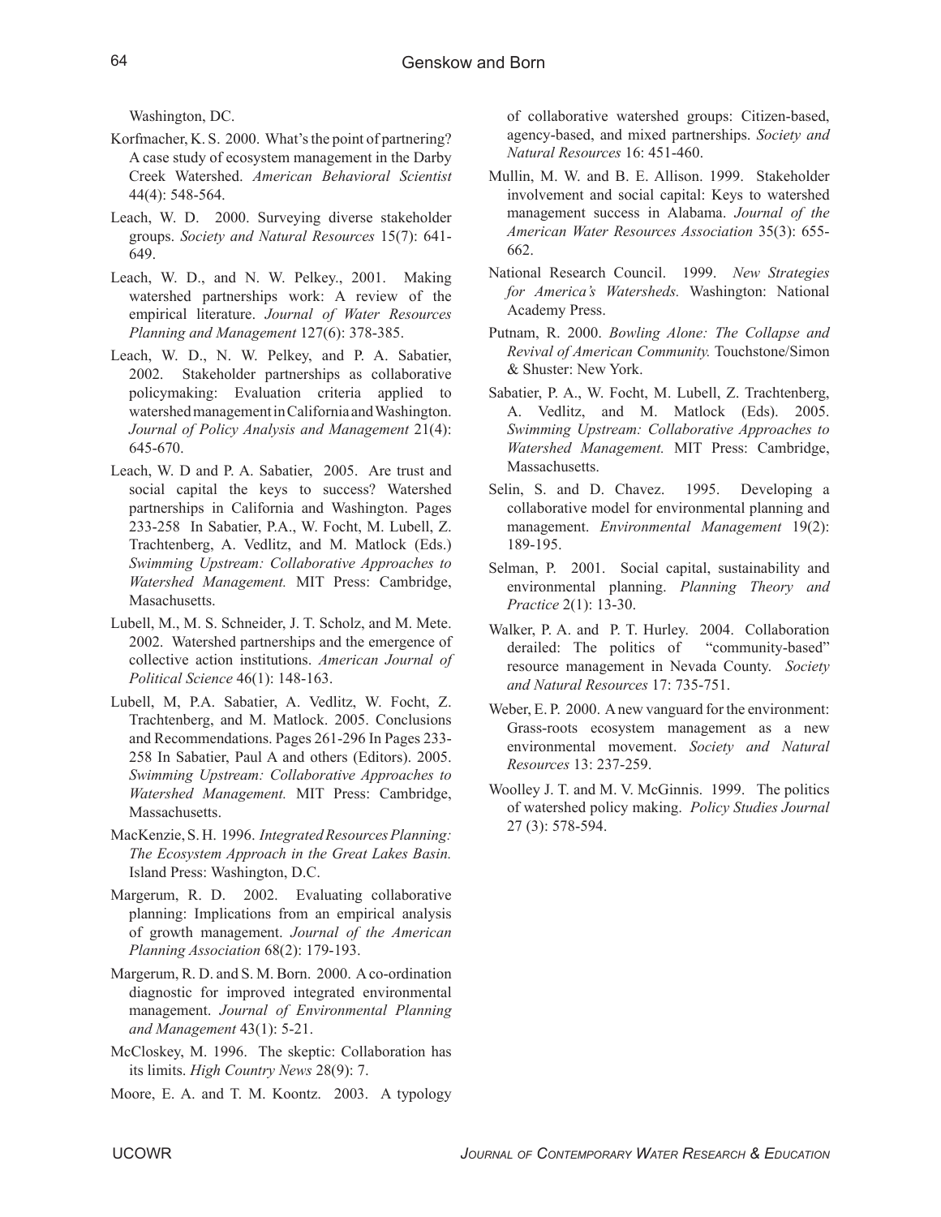Washington, DC.

Korfmacher, K. S. 2000. What's the point of partnering? A case study of ecosystem management in the Darby Creek Watershed. *American Behavioral Scientist* 44(4): 548-564.

Leach, W. D. 2000. Surveying diverse stakeholder groups. *Society and Natural Resources* 15(7): 641-649.

Leach, W. D., and N. W. Pelkey., 2001. Making watershed partnerships work: A review of the empirical literature. *Journal of Water Resources Planning and Management* 127(6): 378-385.

Leach, W. D., N. W. Pelkey, and P. A. Sabatier, 2002. Stakeholder partnerships as collaborative policymaking: Evaluation criteria applied to watershed management in California and Washington. *Journal of Policy Analysis and Management* 21(4): 645-670.

Leach, W. D and P. A. Sabatier, 2005. Are trust and social capital the keys to success? Watershed partnerships in California and Washington. Pages 233-258 In Sabatier, P.A., W. Focht, M. Lubell, Z. Trachtenberg, A. Vedlitz, and M. Matlock (Eds.) *Swimming Upstream: Collaborative Approaches to Watershed Management.* MIT Press: Cambridge, Masachusetts.

Lubell, M., M. S. Schneider, J. T. Scholz, and M. Mete. 2002. Watershed partnerships and the emergence of collective action institutions. *American Journal of Political Science* 46(1): 148-163.

Lubell, M, P.A. Sabatier, A. Vedlitz, W. Focht, Z. Trachtenberg, and M. Matlock. 2005. Conclusions and Recommendations. Pages 261-296 In Pages 233-258 In Sabatier, Paul A and others (Editors). 2005. *Swimming Upstream: Collaborative Approaches to Watershed Management.* MIT Press: Cambridge, Massachusetts.

MacKenzie, S. H. 1996. *Integrated Resources Planning: The Ecosystem Approach in the Great Lakes Basin.* Island Press: Washington, D.C.

Margerum, R. D. 2002. Evaluating collaborative planning: Implications from an empirical analysis of growth management. *Journal of the American Planning Association* 68(2): 179-193.

Margerum, R. D. and S. M. Born. 2000. A co-ordination diagnostic for improved integrated environmental management. *Journal of Environmental Planning and Management* 43(1): 5-21.

McCloskey, M. 1996. The skeptic: Collaboration has its limits. *High Country News* 28(9): 7.

Moore, E. A. and T. M. Koontz. 2003. A typology of collaborative watershed groups: Citizen-based, agency-based, and mixed partnerships. *Society and Natural Resources* 16: 451-460.

Mullin, M. W. and B. E. Allison. 1999. Stakeholder involvement and social capital: Keys to watershed management success in Alabama. *Journal of the American Water Resources Association* 35(3): 655-662.

National Research Council. 1999. *New Strategies for America's Watersheds.* Washington: National Academy Press.

Putnam, R. 2000. *Bowling Alone: The Collapse and Revival of American Community.* Touchstone/Simon & Shuster: New York.

Sabatier, P. A., W. Focht, M. Lubell, Z. Trachtenberg, A. Vedlitz, and M. Matlock (Eds). 2005. *Swimming Upstream: Collaborative Approaches to Watershed Management.* MIT Press: Cambridge, Massachusetts.

Selin, S. and D. Chavez. 1995. Developing a collaborative model for environmental planning and management. *Environmental Management* 19(2): 189-195.

Selman, P. 2001. Social capital, sustainability and environmental planning. *Planning Theory and Practice* 2(1): 13-30.

Walker, P. A. and P. T. Hurley. 2004. Collaboration derailed: The politics of "community-based" resource management in Nevada County. *Society and Natural Resources* 17: 735-751.

Weber, E. P. 2000. A new vanguard for the environment: Grass-roots ecosystem management as a new environmental movement. *Society and Natural Resources* 13: 237-259.

Woolley J. T. and M. V. McGinnis. 1999. The politics of watershed policy making. *Policy Studies Journal* 27 (3): 578-594.